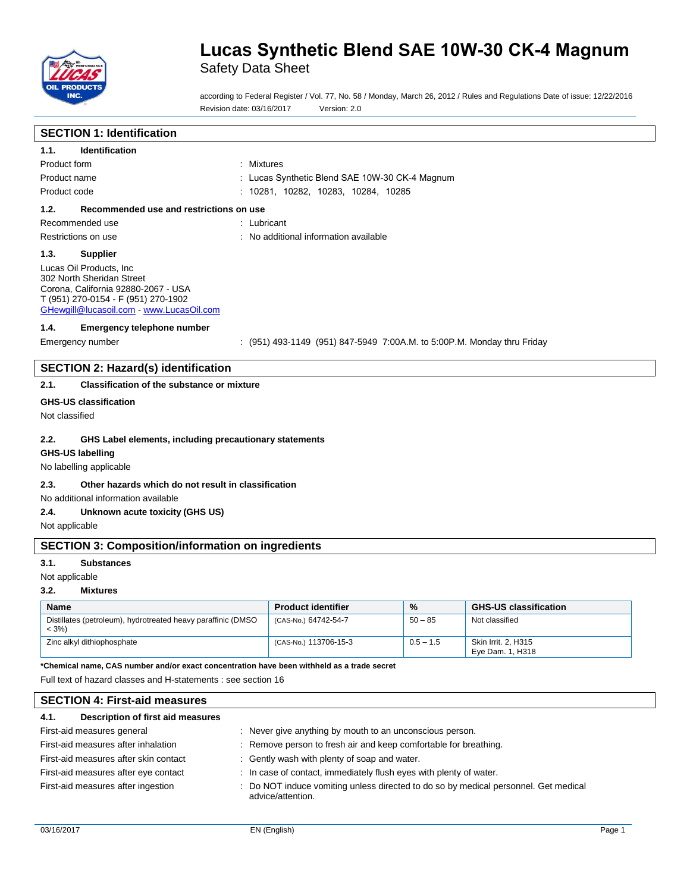# Lucas Synthetic Blend SAE 10W-30 CK-4 Magnum

Safety Data Sheet

according to Federal Register / Vol. 77, No. 58 / Monday, March 26, 2012 / Rules and Regulations Date of issue: 12/22/2016
Revision date: 03/16/2017 Version: 2.0

## SECTION 1: Identification

### 1.1. Identification

Product form : Mixtures
Product name : Lucas Synthetic Blend SAE 10W-30 CK-4 Magnum
Product code : 10281, 10282, 10283, 10284, 10285

### 1.2. Recommended use and restrictions on use

Recommended use : Lubricant
Restrictions on use : No additional information available

### 1.3. Supplier

Lucas Oil Products, Inc
302 North Sheridan Street
Corona, California 92880-2067 - USA
T (951) 270-0154 - F (951) 270-1902
GHewgill@lucasoil.com - www.LucasOil.com

### 1.4. Emergency telephone number

Emergency number : (951) 493-1149 (951) 847-5949 7:00A.M. to 5:00P.M. Monday thru Friday

## SECTION 2: Hazard(s) identification

### 2.1. Classification of the substance or mixture

**GHS-US classification**

Not classified

### 2.2. GHS Label elements, including precautionary statements

**GHS-US labelling**

No labelling applicable

### 2.3. Other hazards which do not result in classification

No additional information available

### 2.4. Unknown acute toxicity (GHS US)

Not applicable

## SECTION 3: Composition/information on ingredients

### 3.1. Substances

Not applicable

### 3.2. Mixtures

| Name | Product identifier | % | GHS-US classification |
|---|---|---|---|
| Distillates (petroleum), hydrotreated heavy paraffinic (DMSO < 3%) | (CAS-No.) 64742-54-7 | 50 – 85 | Not classified |
| Zinc alkyl dithiophosphate | (CAS-No.) 113706-15-3 | 0.5 – 1.5 | Skin Irrit. 2, H315<br>Eye Dam. 1, H318 |

**\*Chemical name, CAS number and/or exact concentration have been withheld as a trade secret**

Full text of hazard classes and H-statements : see section 16

## SECTION 4: First-aid measures

### 4.1. Description of first aid measures

First-aid measures general : Never give anything by mouth to an unconscious person.
First-aid measures after inhalation : Remove person to fresh air and keep comfortable for breathing.
First-aid measures after skin contact : Gently wash with plenty of soap and water.
First-aid measures after eye contact : In case of contact, immediately flush eyes with plenty of water.
First-aid measures after ingestion : Do NOT induce vomiting unless directed to do so by medical personnel. Get medical advice/attention.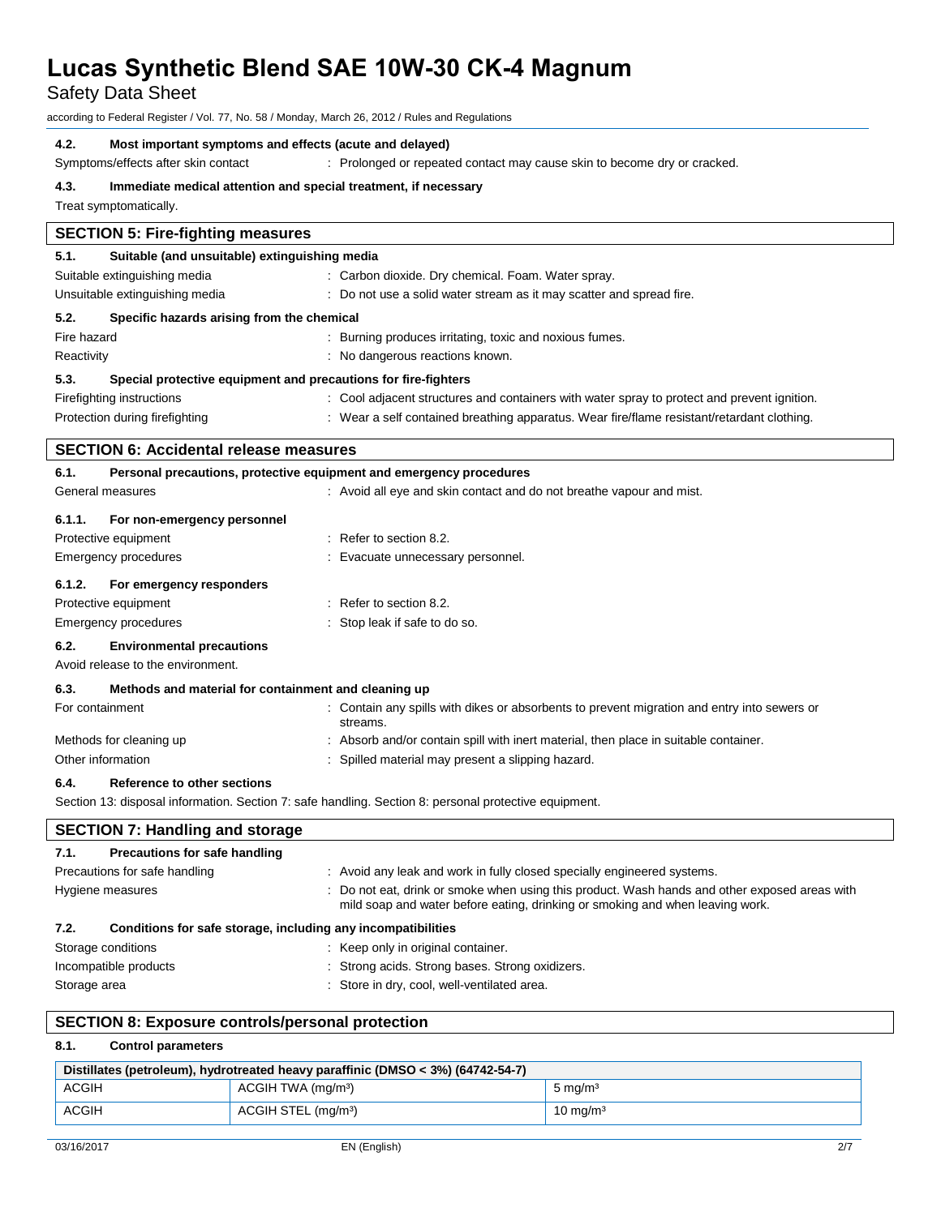#### 4.2. Most important symptoms and effects (acute and delayed)

Symptoms/effects after skin contact : Prolonged or repeated contact may cause skin to become dry or cracked.

#### 4.3. Immediate medical attention and special treatment, if necessary

Treat symptomatically.

## SECTION 5: Fire-fighting measures

#### 5.1. Suitable (and unsuitable) extinguishing media

Suitable extinguishing media : Carbon dioxide. Dry chemical. Foam. Water spray.

Unsuitable extinguishing media : Do not use a solid water stream as it may scatter and spread fire.

#### 5.2. Specific hazards arising from the chemical

Fire hazard : Burning produces irritating, toxic and noxious fumes.

Reactivity : No dangerous reactions known.

#### 5.3. Special protective equipment and precautions for fire-fighters

Firefighting instructions : Cool adjacent structures and containers with water spray to protect and prevent ignition.

Protection during firefighting : Wear a self contained breathing apparatus. Wear fire/flame resistant/retardant clothing.

## SECTION 6: Accidental release measures

#### 6.1. Personal precautions, protective equipment and emergency procedures

General measures : Avoid all eye and skin contact and do not breathe vapour and mist.

#### 6.1.1. For non-emergency personnel

Protective equipment : Refer to section 8.2.

Emergency procedures : Evacuate unnecessary personnel.

#### 6.1.2. For emergency responders

Protective equipment : Refer to section 8.2.

Emergency procedures : Stop leak if safe to do so.

#### 6.2. Environmental precautions

Avoid release to the environment.

#### 6.3. Methods and material for containment and cleaning up

For containment : Contain any spills with dikes or absorbents to prevent migration and entry into sewers or streams.

Methods for cleaning up : Absorb and/or contain spill with inert material, then place in suitable container.

Other information : Spilled material may present a slipping hazard.

#### 6.4. Reference to other sections

Section 13: disposal information. Section 7: safe handling. Section 8: personal protective equipment.

## SECTION 7: Handling and storage

#### 7.1. Precautions for safe handling

Precautions for safe handling : Avoid any leak and work in fully closed specially engineered systems.

Hygiene measures : Do not eat, drink or smoke when using this product. Wash hands and other exposed areas with mild soap and water before eating, drinking or smoking and when leaving work.

#### 7.2. Conditions for safe storage, including any incompatibilities

Storage conditions : Keep only in original container.

Incompatible products : Strong acids. Strong bases. Strong oxidizers.

Storage area : Store in dry, cool, well-ventilated area.

## SECTION 8: Exposure controls/personal protection

#### 8.1. Control parameters

| Distillates (petroleum), hydrotreated heavy paraffinic (DMSO < 3%) (64742-54-7) | | |
|---|---|---|
| ACGIH | ACGIH TWA (mg/m³) | 5 mg/m³ |
| ACGIH | ACGIH STEL (mg/m³) | 10 mg/m³ |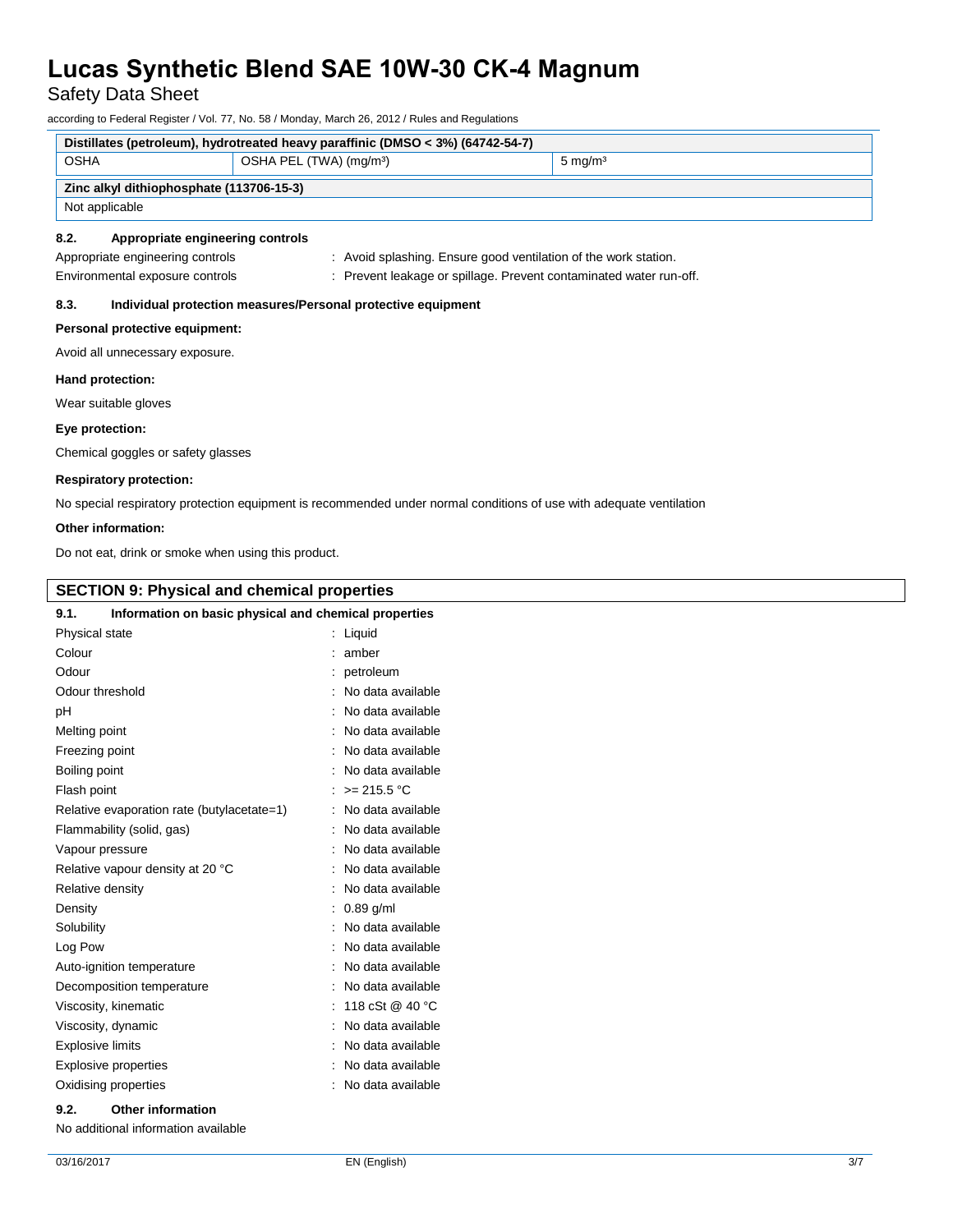| Distillates (petroleum), hydrotreated heavy paraffinic (DMSO < 3%) (64742-54-7) | | |
|---|---|---|
| OSHA | OSHA PEL (TWA) (mg/m³) | 5 mg/m³ |

| Zinc alkyl dithiophosphate (113706-15-3) |
|---|
| Not applicable |

### 8.2. Appropriate engineering controls

Appropriate engineering controls : Avoid splashing. Ensure good ventilation of the work station.

Environmental exposure controls : Prevent leakage or spillage. Prevent contaminated water run-off.

### 8.3. Individual protection measures/Personal protective equipment

**Personal protective equipment:**

Avoid all unnecessary exposure.

**Hand protection:**

Wear suitable gloves

**Eye protection:**

Chemical goggles or safety glasses

**Respiratory protection:**

No special respiratory protection equipment is recommended under normal conditions of use with adequate ventilation

**Other information:**

Do not eat, drink or smoke when using this product.

## SECTION 9: Physical and chemical properties

### 9.1. Information on basic physical and chemical properties

| Property | Value |
|---|---|
| Physical state | Liquid |
| Colour | amber |
| Odour | petroleum |
| Odour threshold | No data available |
| pH | No data available |
| Melting point | No data available |
| Freezing point | No data available |
| Boiling point | No data available |
| Flash point | >= 215.5 °C |
| Relative evaporation rate (butylacetate=1) | No data available |
| Flammability (solid, gas) | No data available |
| Vapour pressure | No data available |
| Relative vapour density at 20 °C | No data available |
| Relative density | No data available |
| Density | 0.89 g/ml |
| Solubility | No data available |
| Log Pow | No data available |
| Auto-ignition temperature | No data available |
| Decomposition temperature | No data available |
| Viscosity, kinematic | 118 cSt @ 40 °C |
| Viscosity, dynamic | No data available |
| Explosive limits | No data available |
| Explosive properties | No data available |
| Oxidising properties | No data available |

### 9.2. Other information

No additional information available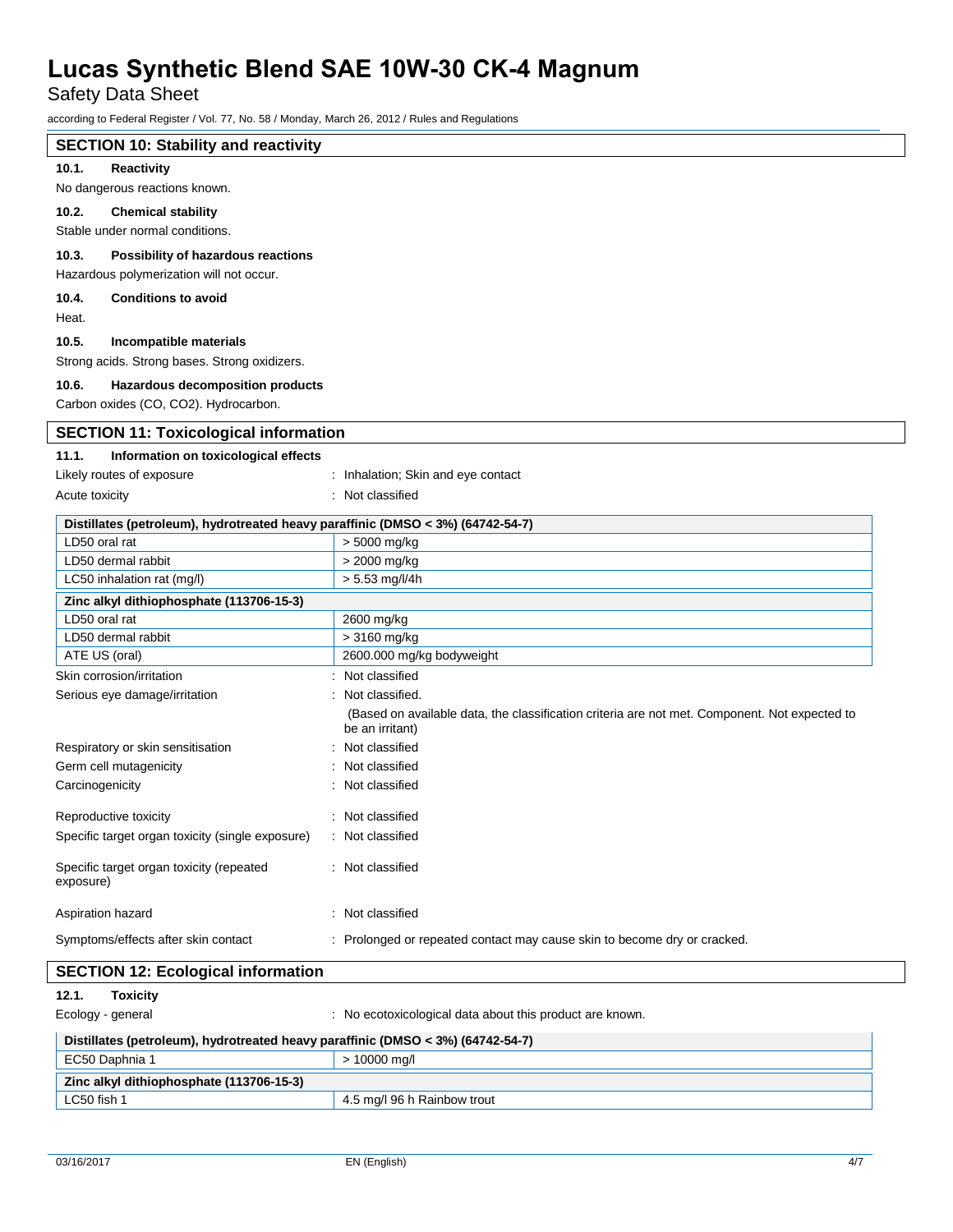## SECTION 10: Stability and reactivity

### 10.1. Reactivity

No dangerous reactions known.

### 10.2. Chemical stability

Stable under normal conditions.

### 10.3. Possibility of hazardous reactions

Hazardous polymerization will not occur.

### 10.4. Conditions to avoid

Heat.

### 10.5. Incompatible materials

Strong acids. Strong bases. Strong oxidizers.

### 10.6. Hazardous decomposition products

Carbon oxides (CO, $CO_2$). Hydrocarbon.

## SECTION 11: Toxicological information

### 11.1. Information on toxicological effects

Likely routes of exposure : Inhalation; Skin and eye contact

Acute toxicity : Not classified

| Distillates (petroleum), hydrotreated heavy paraffinic (DMSO < 3%) (64742-54-7) | |
|---|---|
| LD50 oral rat | > 5000 mg/kg |
| LD50 dermal rabbit | > 2000 mg/kg |
| LC50 inhalation rat (mg/l) | > 5.53 mg/l/4h |

| Zinc alkyl dithiophosphate (113706-15-3) | |
|---|---|
| LD50 oral rat | 2600 mg/kg |
| LD50 dermal rabbit | > 3160 mg/kg |
| ATE US (oral) | 2600.000 mg/kg bodyweight |

Skin corrosion/irritation : Not classified

Serious eye damage/irritation : Not classified.

(Based on available data, the classification criteria are not met. Component. Not expected to be an irritant)

Respiratory or skin sensitisation : Not classified

Germ cell mutagenicity : Not classified

Carcinogenicity : Not classified

Reproductive toxicity : Not classified

Specific target organ toxicity (single exposure) : Not classified

Specific target organ toxicity (repeated exposure) : Not classified

Aspiration hazard : Not classified

Symptoms/effects after skin contact : Prolonged or repeated contact may cause skin to become dry or cracked.

## SECTION 12: Ecological information

### 12.1. Toxicity

Ecology - general : No ecotoxicological data about this product are known.

| Distillates (petroleum), hydrotreated heavy paraffinic (DMSO < 3%) (64742-54-7) | |
|---|---|
| EC50 Daphnia 1 | > 10000 mg/l |

| Zinc alkyl dithiophosphate (113706-15-3) | |
|---|---|
| LC50 fish 1 | 4.5 mg/l 96 h Rainbow trout |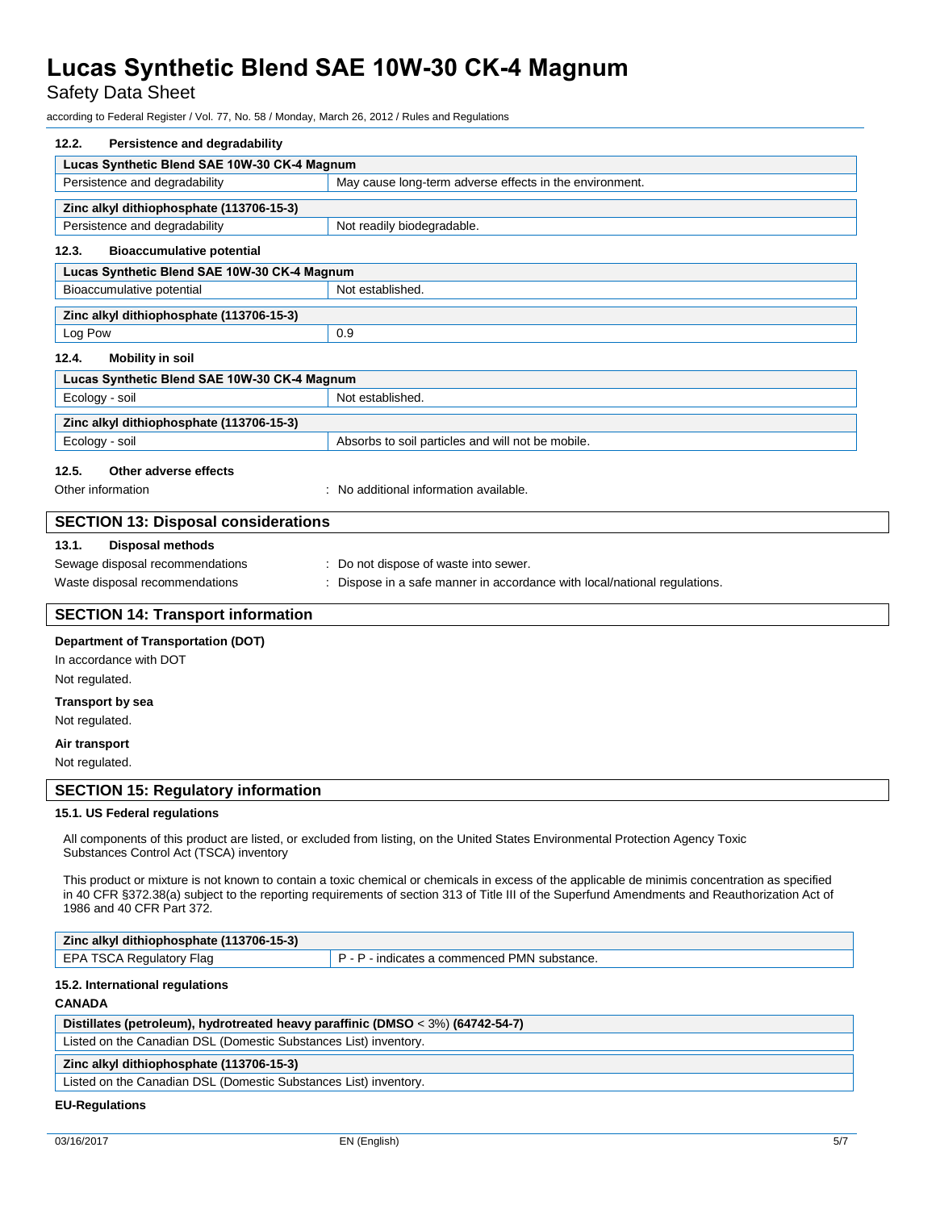### 12.2. Persistence and degradability

| Lucas Synthetic Blend SAE 10W-30 CK-4 Magnum | |
|---|---|
| Persistence and degradability | May cause long-term adverse effects in the environment. |

| Zinc alkyl dithiophosphate (113706-15-3) | |
|---|---|
| Persistence and degradability | Not readily biodegradable. |

### 12.3. Bioaccumulative potential

| Lucas Synthetic Blend SAE 10W-30 CK-4 Magnum | |
|---|---|
| Bioaccumulative potential | Not established. |

| Zinc alkyl dithiophosphate (113706-15-3) | |
|---|---|
| Log Pow | 0.9 |

### 12.4. Mobility in soil

| Lucas Synthetic Blend SAE 10W-30 CK-4 Magnum | |
|---|---|
| Ecology - soil | Not established. |

| Zinc alkyl dithiophosphate (113706-15-3) | |
|---|---|
| Ecology - soil | Absorbs to soil particles and will not be mobile. |

### 12.5. Other adverse effects

Other information : No additional information available.

## SECTION 13: Disposal considerations

### 13.1. Disposal methods

Sewage disposal recommendations : Do not dispose of waste into sewer.

Waste disposal recommendations : Dispose in a safe manner in accordance with local/national regulations.

## SECTION 14: Transport information

**Department of Transportation (DOT)**

In accordance with DOT

Not regulated.

**Transport by sea**

Not regulated.

**Air transport**

Not regulated.

## SECTION 15: Regulatory information

### 15.1. US Federal regulations

All components of this product are listed, or excluded from listing, on the United States Environmental Protection Agency Toxic Substances Control Act (TSCA) inventory

This product or mixture is not known to contain a toxic chemical or chemicals in excess of the applicable de minimis concentration as specified in 40 CFR §372.38(a) subject to the reporting requirements of section 313 of Title III of the Superfund Amendments and Reauthorization Act of 1986 and 40 CFR Part 372.

| Zinc alkyl dithiophosphate (113706-15-3) | |
|---|---|
| EPA TSCA Regulatory Flag | P - P - indicates a commenced PMN substance. |

### 15.2. International regulations

**CANADA**

| Distillates (petroleum), hydrotreated heavy paraffinic (DMSO < 3%) (64742-54-7) |
|---|
| Listed on the Canadian DSL (Domestic Substances List) inventory. |

| Zinc alkyl dithiophosphate (113706-15-3) |
|---|
| Listed on the Canadian DSL (Domestic Substances List) inventory. |

**EU-Regulations**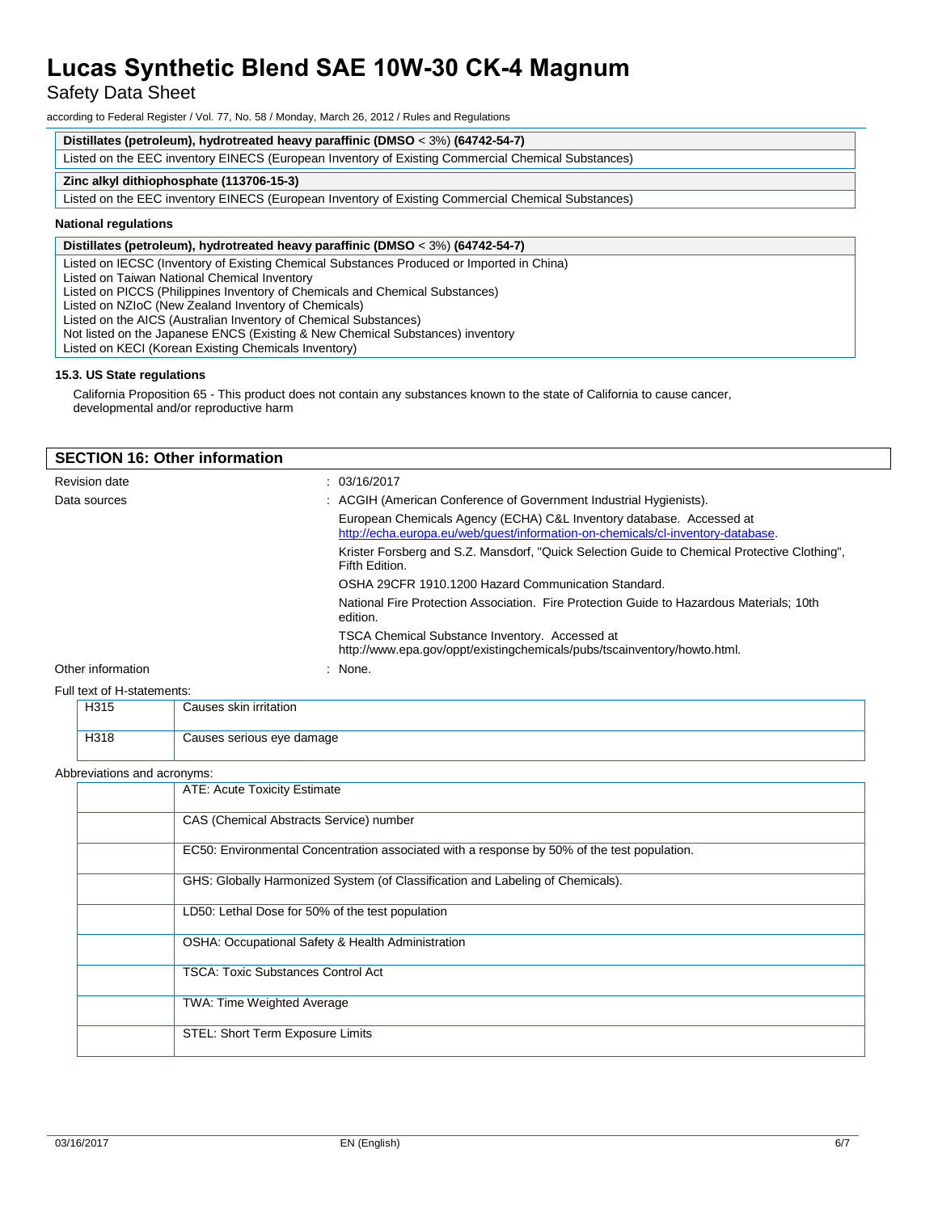| Distillates (petroleum), hydrotreated heavy paraffinic (DMSO < 3%) (64742-54-7) |
|---|
| Listed on the EEC inventory EINECS (European Inventory of Existing Commercial Chemical Substances) |

| Zinc alkyl dithiophosphate (113706-15-3) |
|---|
| Listed on the EEC inventory EINECS (European Inventory of Existing Commercial Chemical Substances) |

**National regulations**

| Distillates (petroleum), hydrotreated heavy paraffinic (DMSO < 3%) (64742-54-7) |
|---|
| Listed on IECSC (Inventory of Existing Chemical Substances Produced or Imported in China)<br>Listed on Taiwan National Chemical Inventory<br>Listed on PICCS (Philippines Inventory of Chemicals and Chemical Substances)<br>Listed on NZIoC (New Zealand Inventory of Chemicals)<br>Listed on the AICS (Australian Inventory of Chemical Substances)<br>Not listed on the Japanese ENCS (Existing & New Chemical Substances) inventory<br>Listed on KECI (Korean Existing Chemicals Inventory) |

### 15.3. US State regulations

California Proposition 65 - This product does not contain any substances known to the state of California to cause cancer, developmental and/or reproductive harm

## SECTION 16: Other information

Revision date : 03/16/2017

Data sources :
- ACGIH (American Conference of Government Industrial Hygienists).
- European Chemicals Agency (ECHA) C&L Inventory database. Accessed at http://echa.europa.eu/web/guest/information-on-chemicals/cl-inventory-database.
- Krister Forsberg and S.Z. Mansdorf, "Quick Selection Guide to Chemical Protective Clothing", Fifth Edition.
- OSHA 29CFR 1910.1200 Hazard Communication Standard.
- National Fire Protection Association. Fire Protection Guide to Hazardous Materials; 10th edition.
- TSCA Chemical Substance Inventory. Accessed at http://www.epa.gov/oppt/existingchemicals/pubs/tscainventory/howto.html.

Other information : None.

Full text of H-statements:

| | |
|---|---|
| H315 | Causes skin irritation |
| H318 | Causes serious eye damage |

Abbreviations and acronyms:

| | |
|---|---|
| | ATE: Acute Toxicity Estimate |
| | CAS (Chemical Abstracts Service) number |
| | EC50: Environmental Concentration associated with a response by 50% of the test population. |
| | GHS: Globally Harmonized System (of Classification and Labeling of Chemicals). |
| | LD50: Lethal Dose for 50% of the test population |
| | OSHA: Occupational Safety & Health Administration |
| | TSCA: Toxic Substances Control Act |
| | TWA: Time Weighted Average |
| | STEL: Short Term Exposure Limits |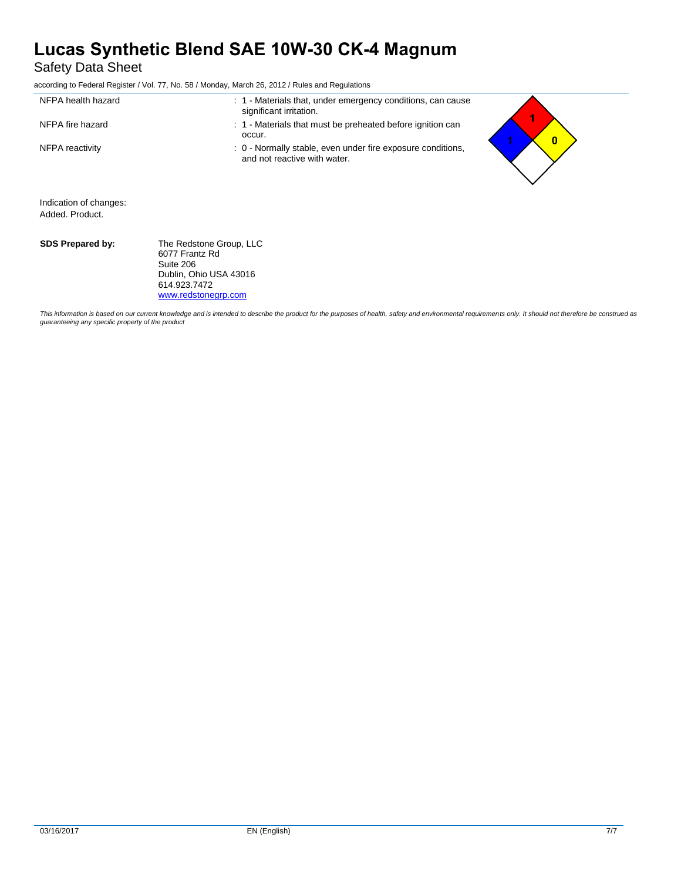NFPA health hazard : 1 - Materials that, under emergency conditions, can cause significant irritation.

NFPA fire hazard : 1 - Materials that must be preheated before ignition can occur.

NFPA reactivity : 0 - Normally stable, even under fire exposure conditions, and not reactive with water.

Indication of changes:
Added. Product.

**SDS Prepared by:**

The Redstone Group, LLC
6077 Frantz Rd
Suite 206
Dublin, Ohio USA 43016
614.923.7472
www.redstonegrp.com

*This information is based on our current knowledge and is intended to describe the product for the purposes of health, safety and environmental requirements only. It should not therefore be construed as guaranteeing any specific property of the product*